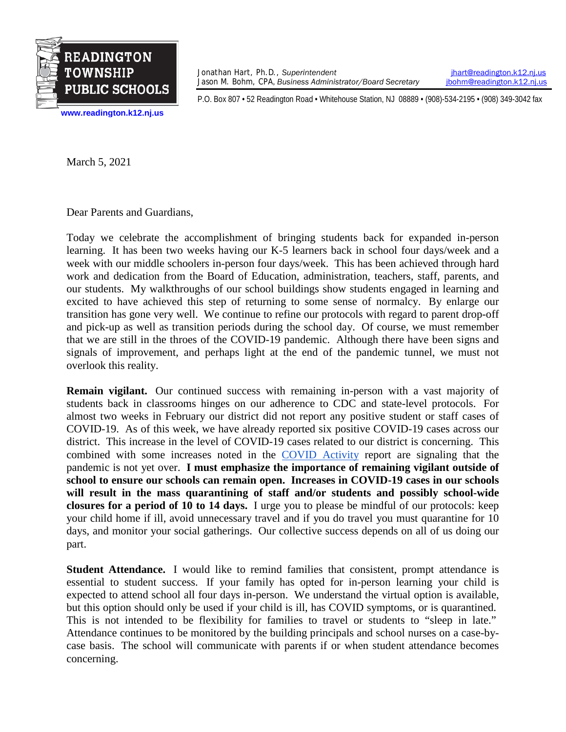**READINGTON TOWNSHIP PUBLIC SCHOOLS**

www.readington.k12.nj.us

Jonathan Hart, Ph.D., *Superintendent* — jhart@readington.k12.nj.us
Jason M. Bohm, CPA, *Business Administrator/Board Secretary* — jbohm@readington.k12.nj.us

P.O. Box 807 • 52 Readington Road • Whitehouse Station, NJ 08889 • (908)-534-2195 • (908) 349-3042 fax

March 5, 2021

Dear Parents and Guardians,

Today we celebrate the accomplishment of bringing students back for expanded in-person learning. It has been two weeks having our K-5 learners back in school four days/week and a week with our middle schoolers in-person four days/week. This has been achieved through hard work and dedication from the Board of Education, administration, teachers, staff, parents, and our students. My walkthroughs of our school buildings show students engaged in learning and excited to have achieved this step of returning to some sense of normalcy. By enlarge our transition has gone very well. We continue to refine our protocols with regard to parent drop-off and pick-up as well as transition periods during the school day. Of course, we must remember that we are still in the throes of the COVID-19 pandemic. Although there have been signs and signals of improvement, and perhaps light at the end of the pandemic tunnel, we must not overlook this reality.

**Remain vigilant.** Our continued success with remaining in-person with a vast majority of students back in classrooms hinges on our adherence to CDC and state-level protocols. For almost two weeks in February our district did not report any positive student or staff cases of COVID-19. As of this week, we have already reported six positive COVID-19 cases across our district. This increase in the level of COVID-19 cases related to our district is concerning. This combined with some increases noted in the COVID Activity report are signaling that the pandemic is not yet over. **I must emphasize the importance of remaining vigilant outside of school to ensure our schools can remain open. Increases in COVID-19 cases in our schools will result in the mass quarantining of staff and/or students and possibly school-wide closures for a period of 10 to 14 days.** I urge you to please be mindful of our protocols: keep your child home if ill, avoid unnecessary travel and if you do travel you must quarantine for 10 days, and monitor your social gatherings. Our collective success depends on all of us doing our part.

**Student Attendance.** I would like to remind families that consistent, prompt attendance is essential to student success. If your family has opted for in-person learning your child is expected to attend school all four days in-person. We understand the virtual option is available, but this option should only be used if your child is ill, has COVID symptoms, or is quarantined. This is not intended to be flexibility for families to travel or students to "sleep in late." Attendance continues to be monitored by the building principals and school nurses on a case-by-case basis. The school will communicate with parents if or when student attendance becomes concerning.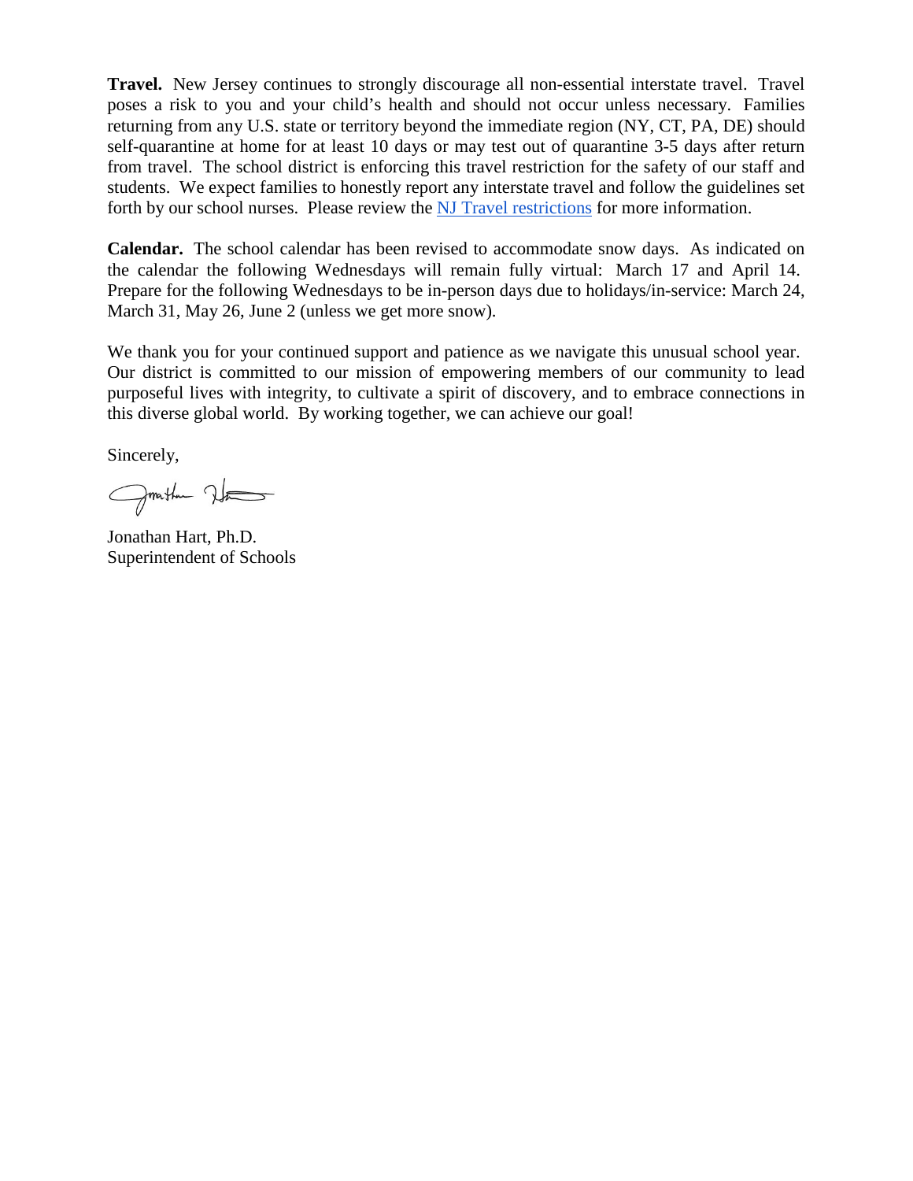**Travel.** New Jersey continues to strongly discourage all non-essential interstate travel. Travel poses a risk to you and your child's health and should not occur unless necessary. Families returning from any U.S. state or territory beyond the immediate region (NY, CT, PA, DE) should self-quarantine at home for at least 10 days or may test out of quarantine 3-5 days after return from travel. The school district is enforcing this travel restriction for the safety of our staff and students. We expect families to honestly report any interstate travel and follow the guidelines set forth by our school nurses. Please review the NJ Travel restrictions for more information.

**Calendar.** The school calendar has been revised to accommodate snow days. As indicated on the calendar the following Wednesdays will remain fully virtual: March 17 and April 14. Prepare for the following Wednesdays to be in-person days due to holidays/in-service: March 24, March 31, May 26, June 2 (unless we get more snow).

We thank you for your continued support and patience as we navigate this unusual school year. Our district is committed to our mission of empowering members of our community to lead purposeful lives with integrity, to cultivate a spirit of discovery, and to embrace connections in this diverse global world. By working together, we can achieve our goal!

Sincerely,

Jonathan Hart, Ph.D.
Superintendent of Schools